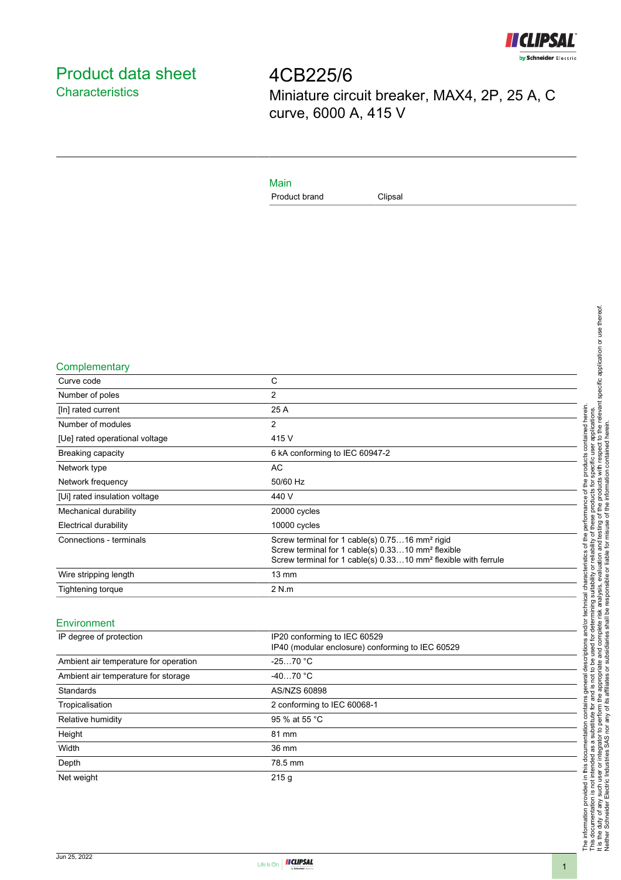# Product data sheet
## Characteristics

# 4CB225/6
Miniature circuit breaker, MAX4, 2P, 25 A, C curve, 6000 A, 415 V

### Main

| | |
|---|---|
| Product brand | Clipsal |

### Complementary

| | |
|---|---|
| Curve code | C |
| Number of poles | 2 |
| [In] rated current | 25 A |
| Number of modules | 2 |
| [Ue] rated operational voltage | 415 V |
| Breaking capacity | 6 kA conforming to IEC 60947-2 |
| Network type | AC |
| Network frequency | 50/60 Hz |
| [Ui] rated insulation voltage | 440 V |
| Mechanical durability | 20000 cycles |
| Electrical durability | 10000 cycles |
| Connections - terminals | Screw terminal for 1 cable(s) 0.75…16 mm² rigid<br>Screw terminal for 1 cable(s) 0.33…10 mm² flexible<br>Screw terminal for 1 cable(s) 0.33…10 mm² flexible with ferrule |
| Wire stripping length | 13 mm |
| Tightening torque | 2 N.m |

### Environment

| | |
|---|---|
| IP degree of protection | IP20 conforming to IEC 60529<br>IP40 (modular enclosure) conforming to IEC 60529 |
| Ambient air temperature for operation | -25…70 °C |
| Ambient air temperature for storage | -40…70 °C |
| Standards | AS/NZS 60898 |
| Tropicalisation | 2 conforming to IEC 60068-1 |
| Relative humidity | 95 % at 55 °C |
| Height | 81 mm |
| Width | 36 mm |
| Depth | 78.5 mm |
| Net weight | 215 g |

The information provided in this documentation contains general descriptions and/or technical characteristics of the performance of the products contained herein. This documentation is not intended as a substitute for and is not to be used for determining suitability or reliability of these products for specific user applications. It is the duty of any such user or integrator to perform the appropriate and complete risk analysis, evaluation and testing of the products with respect to the relevant specific application or use thereof. Neither Schneider Electric Industries SAS nor any of its affiliates or subsidiaries shall be responsible or liable for misuse of the information contained herein.

Jun 25, 2022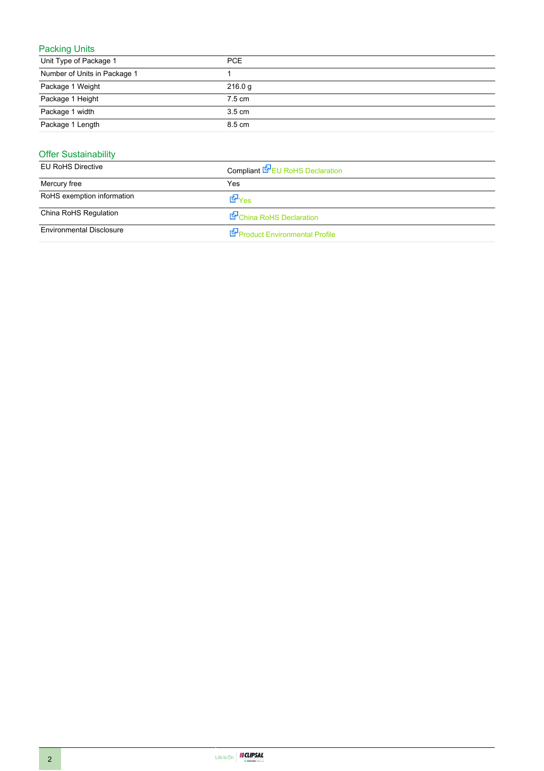## Packing Units

| | |
|---|---|
| Unit Type of Package 1 | PCE |
| Number of Units in Package 1 | 1 |
| Package 1 Weight | 216.0 g |
| Package 1 Height | 7.5 cm |
| Package 1 width | 3.5 cm |
| Package 1 Length | 8.5 cm |

## Offer Sustainability

| | |
|---|---|
| EU RoHS Directive | Compliant EU RoHS Declaration |
| Mercury free | Yes |
| RoHS exemption information | Yes |
| China RoHS Regulation | China RoHS Declaration |
| Environmental Disclosure | Product Environmental Profile |